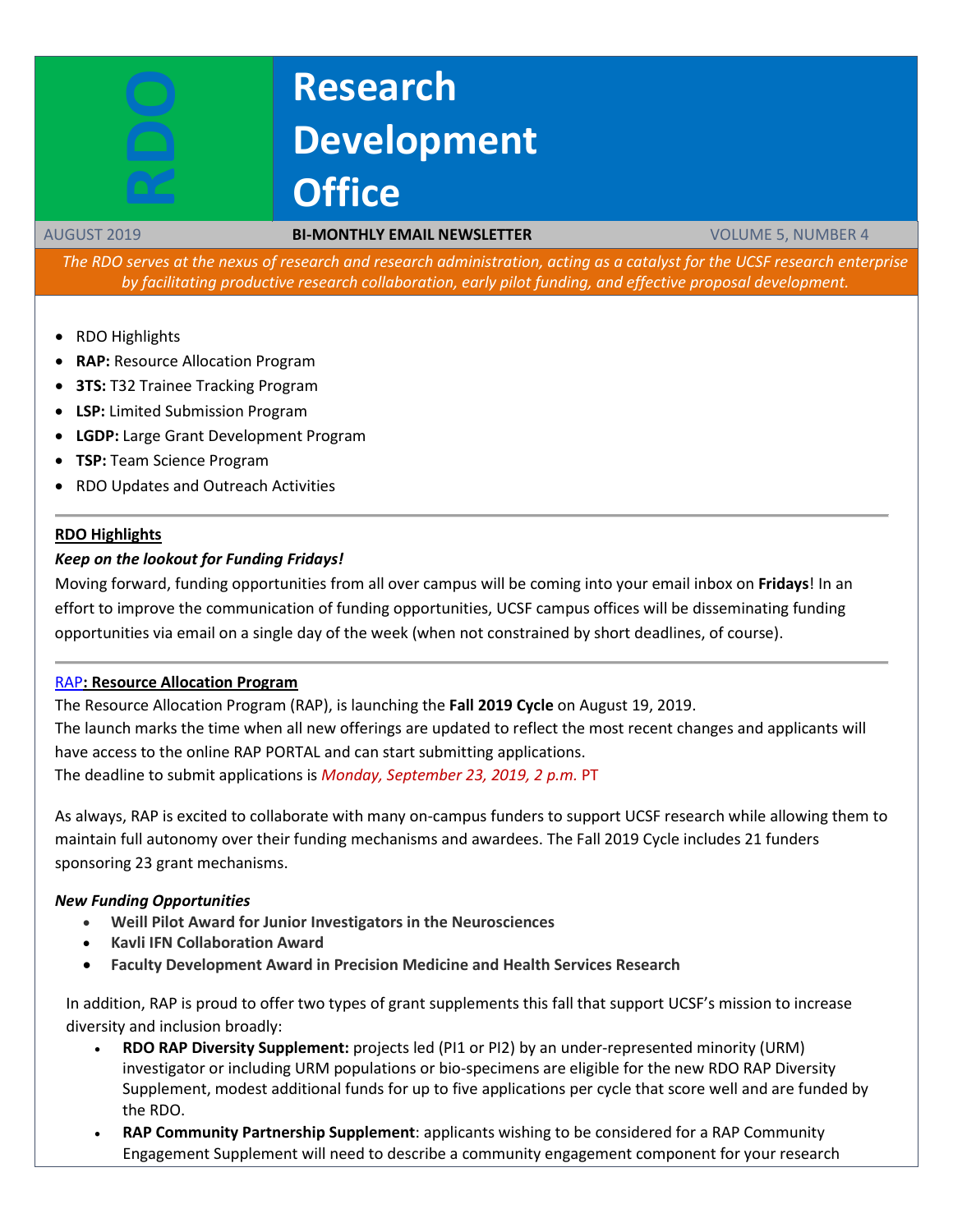# RDO

# Research Development Office

AUGUST 2019 | **BI-MONTHLY EMAIL NEWSLETTER** | VOLUME 5, NUMBER 4

*The RDO serves at the nexus of research and research administration, acting as a catalyst for the UCSF research enterprise by facilitating productive research collaboration, early pilot funding, and effective proposal development.*

- RDO Highlights
- **RAP:** Resource Allocation Program
- **3TS:** T32 Trainee Tracking Program
- **LSP:** Limited Submission Program
- **LGDP:** Large Grant Development Program
- **TSP:** Team Science Program
- RDO Updates and Outreach Activities

---

## RDO Highlights

***Keep on the lookout for Funding Fridays!***

Moving forward, funding opportunities from all over campus will be coming into your email inbox on **Fridays**! In an effort to improve the communication of funding opportunities, UCSF campus offices will be disseminating funding opportunities via email on a single day of the week (when not constrained by short deadlines, of course).

---

## RAP: Resource Allocation Program

The Resource Allocation Program (RAP), is launching the **Fall 2019 Cycle** on August 19, 2019.
The launch marks the time when all new offerings are updated to reflect the most recent changes and applicants will have access to the online RAP PORTAL and can start submitting applications.
The deadline to submit applications is *Monday, September 23, 2019, 2 p.m.* PT

As always, RAP is excited to collaborate with many on-campus funders to support UCSF research while allowing them to maintain full autonomy over their funding mechanisms and awardees. The Fall 2019 Cycle includes 21 funders sponsoring 23 grant mechanisms.

***New Funding Opportunities***

- **Weill Pilot Award for Junior Investigators in the Neurosciences**
- **Kavli IFN Collaboration Award**
- **Faculty Development Award in Precision Medicine and Health Services Research**

In addition, RAP is proud to offer two types of grant supplements this fall that support UCSF's mission to increase diversity and inclusion broadly:

- **RDO RAP Diversity Supplement:** projects led (PI1 or PI2) by an under-represented minority (URM) investigator or including URM populations or bio-specimens are eligible for the new RDO RAP Diversity Supplement, modest additional funds for up to five applications per cycle that score well and are funded by the RDO.
- **RAP Community Partnership Supplement**: applicants wishing to be considered for a RAP Community Engagement Supplement will need to describe a community engagement component for your research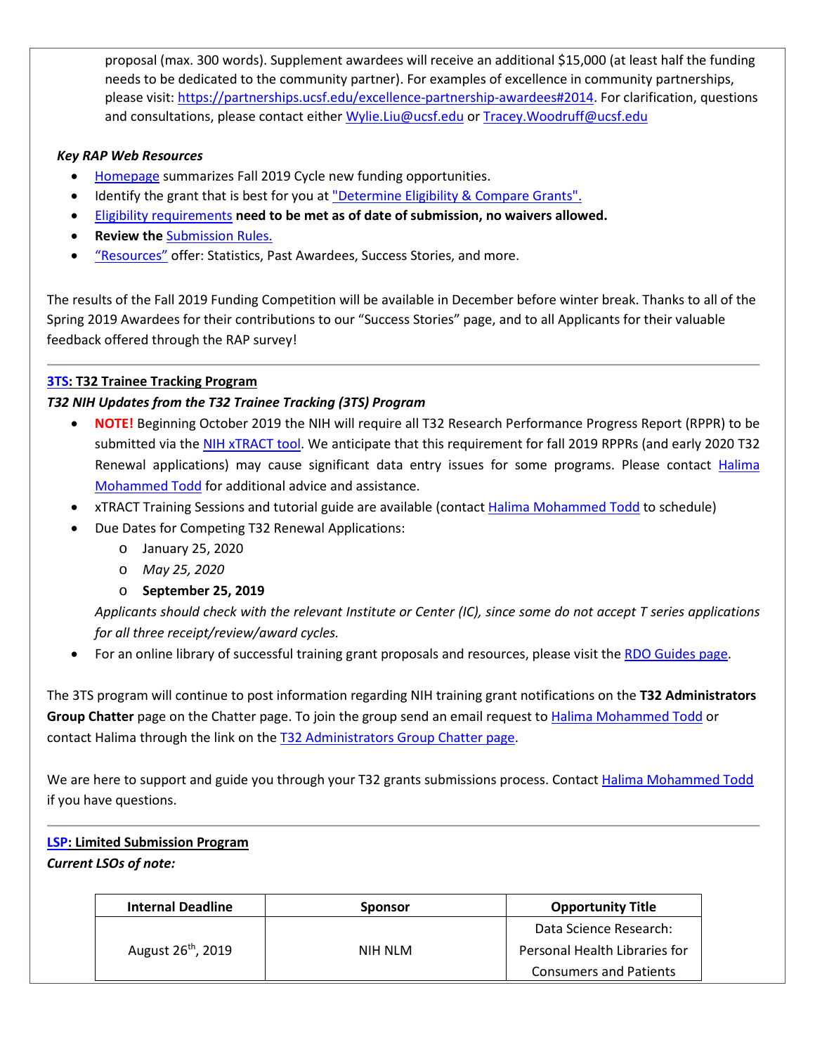proposal (max. 300 words). Supplement awardees will receive an additional $15,000 (at least half the funding needs to be dedicated to the community partner). For examples of excellence in community partnerships, please visit: [https://partnerships.ucsf.edu/excellence-partnership-awardees#2014](https://partnerships.ucsf.edu/excellence-partnership-awardees#2014). For clarification, questions and consultations, please contact either Wylie.Liu@ucsf.edu or Tracey.Woodruff@ucsf.edu

***Key RAP Web Resources***

- Homepage summarizes Fall 2019 Cycle new funding opportunities.
- Identify the grant that is best for you at "Determine Eligibility & Compare Grants".
- Eligibility requirements **need to be met as of date of submission, no waivers allowed.**
- **Review the** Submission Rules.
- "Resources" offer: Statistics, Past Awardees, Success Stories, and more.

The results of the Fall 2019 Funding Competition will be available in December before winter break. Thanks to all of the Spring 2019 Awardees for their contributions to our "Success Stories" page, and to all Applicants for their valuable feedback offered through the RAP survey!

---

**3TS: T32 Trainee Tracking Program**

***T32 NIH Updates from the T32 Trainee Tracking (3TS) Program***

- **NOTE!** Beginning October 2019 the NIH will require all T32 Research Performance Progress Report (RPPR) to be submitted via the NIH xTRACT tool. We anticipate that this requirement for fall 2019 RPPRs (and early 2020 T32 Renewal applications) may cause significant data entry issues for some programs. Please contact Halima Mohammed Todd for additional advice and assistance.
- xTRACT Training Sessions and tutorial guide are available (contact Halima Mohammed Todd to schedule)
- Due Dates for Competing T32 Renewal Applications:
  - January 25, 2020
  - *May 25, 2020*
  - **September 25, 2019**

  *Applicants should check with the relevant Institute or Center (IC), since some do not accept T series applications for all three receipt/review/award cycles.*
- For an online library of successful training grant proposals and resources, please visit the RDO Guides page.

The 3TS program will continue to post information regarding NIH training grant notifications on the **T32 Administrators Group Chatter** page on the Chatter page. To join the group send an email request to Halima Mohammed Todd or contact Halima through the link on the T32 Administrators Group Chatter page.

We are here to support and guide you through your T32 grants submissions process. Contact Halima Mohammed Todd if you have questions.

---

**LSP: Limited Submission Program**

***Current LSOs of note:***

| Internal Deadline | Sponsor | Opportunity Title |
|---|---|---|
| August 26th, 2019 | NIH NLM | Data Science Research: Personal Health Libraries for Consumers and Patients |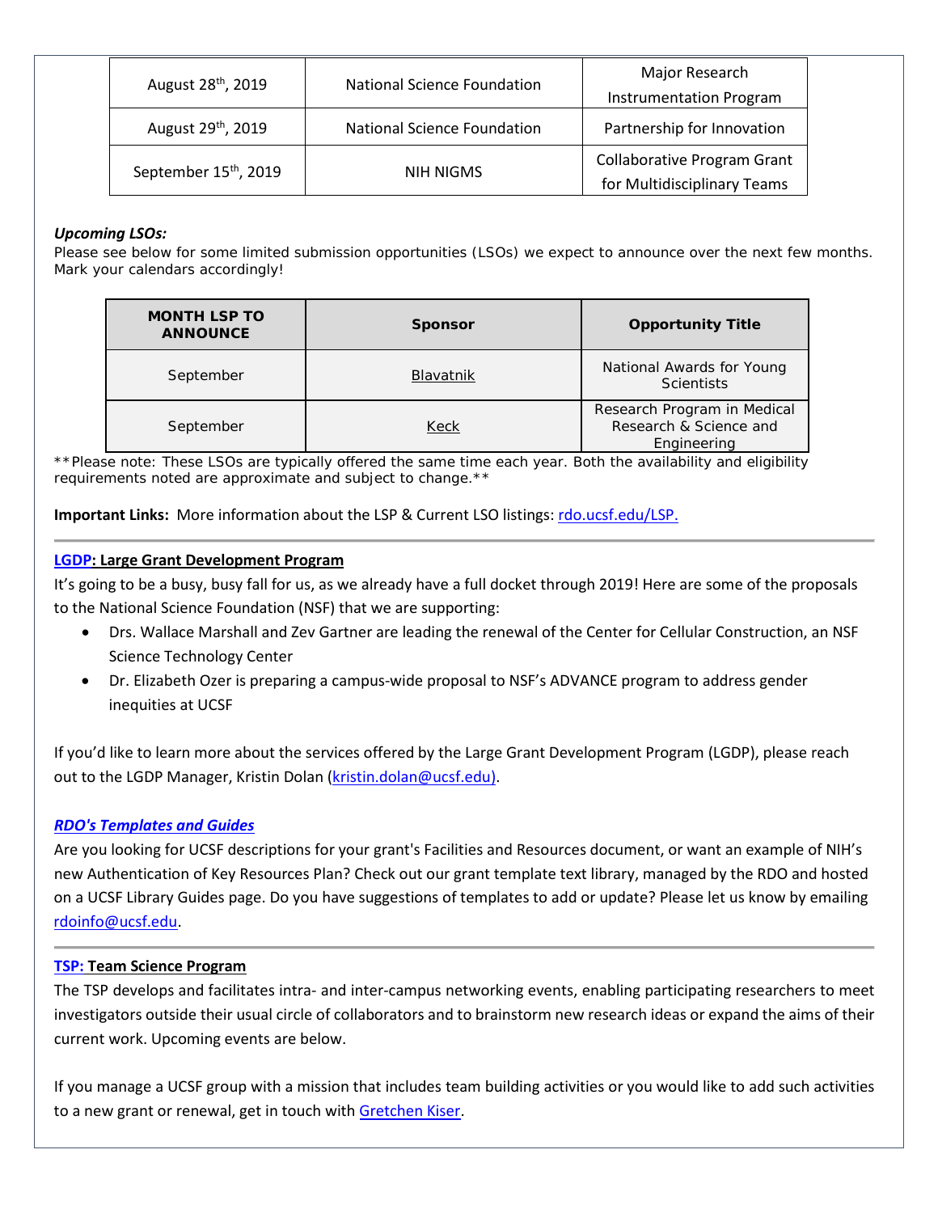| August 28th, 2019 | National Science Foundation | Major Research Instrumentation Program |
|---|---|---|
| August 29th, 2019 | National Science Foundation | Partnership for Innovation |
| September 15th, 2019 | NIH NIGMS | Collaborative Program Grant for Multidisciplinary Teams |

***Upcoming LSOs:***
Please see below for some limited submission opportunities (LSOs) we expect to announce over the next few months. Mark your calendars accordingly!

| MONTH LSP TO ANNOUNCE | Sponsor | Opportunity Title |
|---|---|---|
| September | Blavatnik | National Awards for Young Scientists |
| September | Keck | Research Program in Medical Research & Science and Engineering |

**Please note: These LSOs are typically offered the same time each year. Both the availability and eligibility requirements noted are approximate and subject to change.**

**Important Links:** More information about the LSP & Current LSO listings: rdo.ucsf.edu/LSP.

---

**LGDP: Large Grant Development Program**

It's going to be a busy, busy fall for us, as we already have a full docket through 2019! Here are some of the proposals to the National Science Foundation (NSF) that we are supporting:

- Drs. Wallace Marshall and Zev Gartner are leading the renewal of the Center for Cellular Construction, an NSF Science Technology Center
- Dr. Elizabeth Ozer is preparing a campus-wide proposal to NSF's ADVANCE program to address gender inequities at UCSF

If you'd like to learn more about the services offered by the Large Grant Development Program (LGDP), please reach out to the LGDP Manager, Kristin Dolan (kristin.dolan@ucsf.edu).

***RDO's Templates and Guides***

Are you looking for UCSF descriptions for your grant's Facilities and Resources document, or want an example of NIH's new Authentication of Key Resources Plan? Check out our grant template text library, managed by the RDO and hosted on a UCSF Library Guides page. Do you have suggestions of templates to add or update? Please let us know by emailing rdoinfo@ucsf.edu.

---

**TSP: Team Science Program**

The TSP develops and facilitates intra- and inter-campus networking events, enabling participating researchers to meet investigators outside their usual circle of collaborators and to brainstorm new research ideas or expand the aims of their current work. Upcoming events are below.

If you manage a UCSF group with a mission that includes team building activities or you would like to add such activities to a new grant or renewal, get in touch with Gretchen Kiser.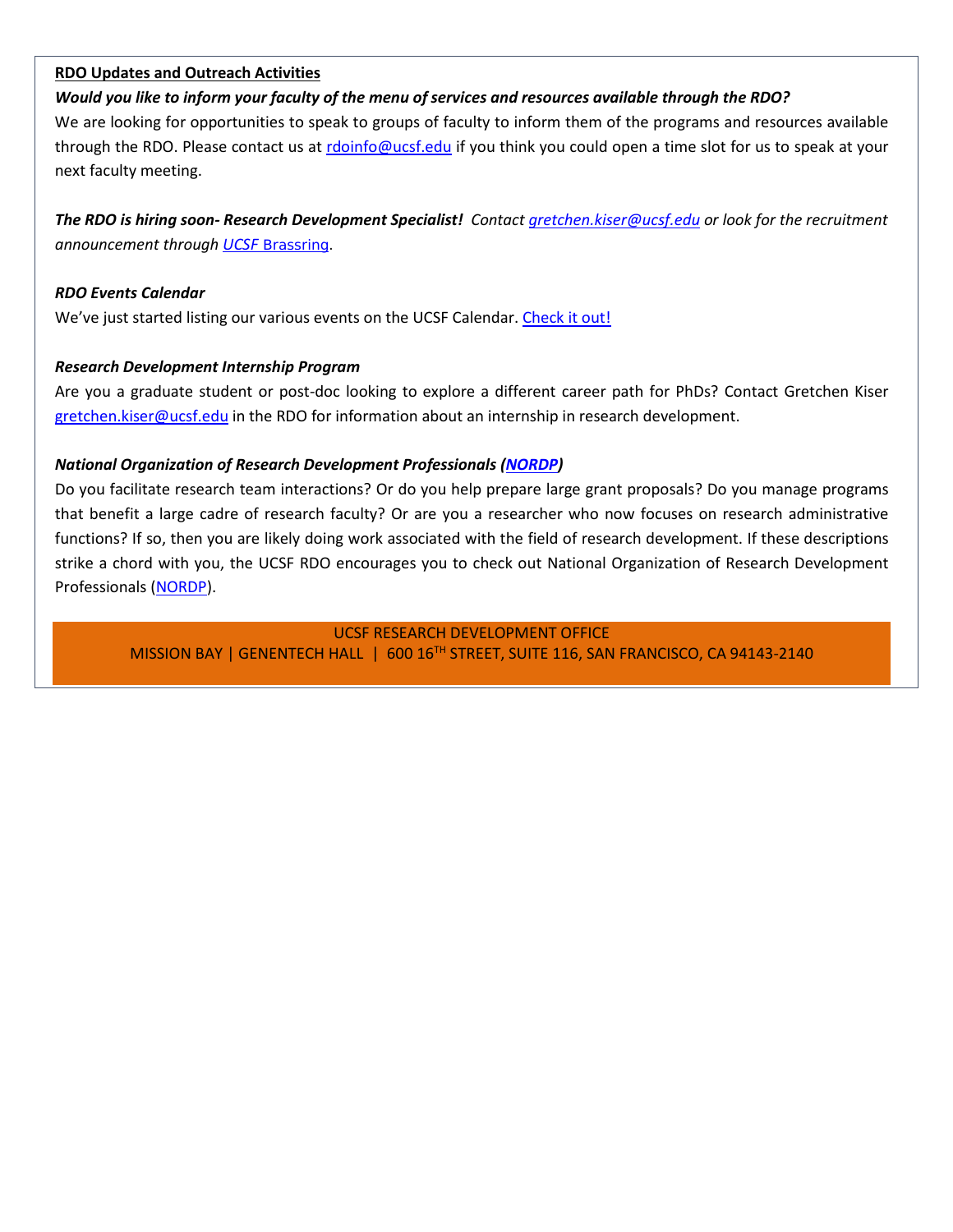**RDO Updates and Outreach Activities**

***Would you like to inform your faculty of the menu of services and resources available through the RDO?***

We are looking for opportunities to speak to groups of faculty to inform them of the programs and resources available through the RDO. Please contact us at rdoinfo@ucsf.edu if you think you could open a time slot for us to speak at your next faculty meeting.

***The RDO is hiring soon- Research Development Specialist!*** *Contact gretchen.kiser@ucsf.edu or look for the recruitment announcement through UCSF Brassring.*

***RDO Events Calendar***

We've just started listing our various events on the UCSF Calendar. Check it out!

***Research Development Internship Program***

Are you a graduate student or post-doc looking to explore a different career path for PhDs? Contact Gretchen Kiser gretchen.kiser@ucsf.edu in the RDO for information about an internship in research development.

***National Organization of Research Development Professionals (NORDP)***

Do you facilitate research team interactions? Or do you help prepare large grant proposals? Do you manage programs that benefit a large cadre of research faculty? Or are you a researcher who now focuses on research administrative functions? If so, then you are likely doing work associated with the field of research development. If these descriptions strike a chord with you, the UCSF RDO encourages you to check out National Organization of Research Development Professionals (NORDP).

UCSF RESEARCH DEVELOPMENT OFFICE
MISSION BAY | GENENTECH HALL | 600 16TH STREET, SUITE 116, SAN FRANCISCO, CA 94143-2140